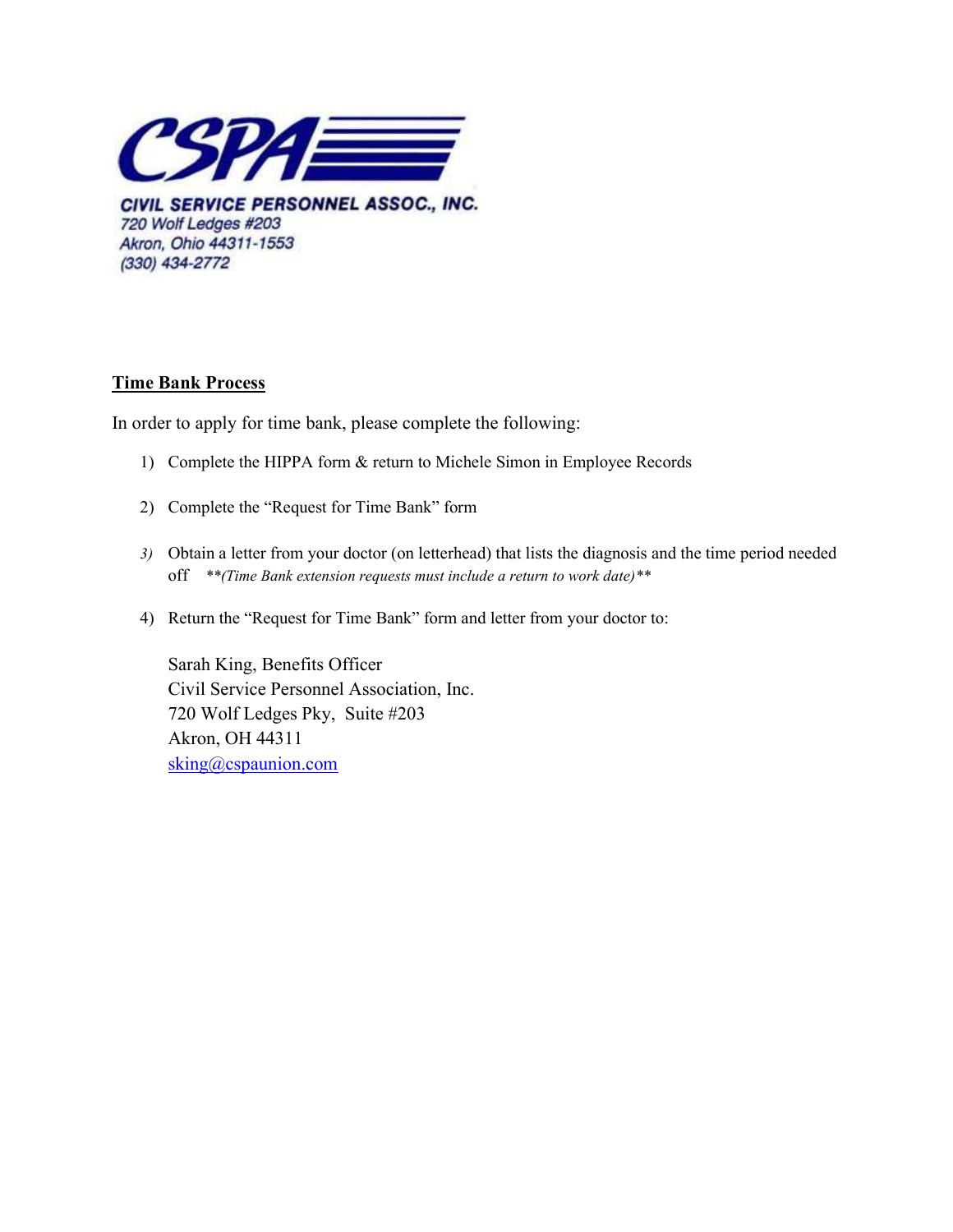CSPA

CIVIL SERVICE PERSONNEL ASSOC., INC.
720 Wolf Ledges #203
Akron, Ohio 44311-1553
(330) 434-2772

**Time Bank Process**

In order to apply for time bank, please complete the following:

1) Complete the HIPPA form & return to Michele Simon in Employee Records

2) Complete the "Request for Time Bank" form

3) Obtain a letter from your doctor (on letterhead) that lists the diagnosis and the time period needed off ***(Time Bank extension requests must include a return to work date)***

4) Return the "Request for Time Bank" form and letter from your doctor to:

   Sarah King, Benefits Officer
   Civil Service Personnel Association, Inc.
   720 Wolf Ledges Pky, Suite #203
   Akron, OH 44311
   sking@cspaunion.com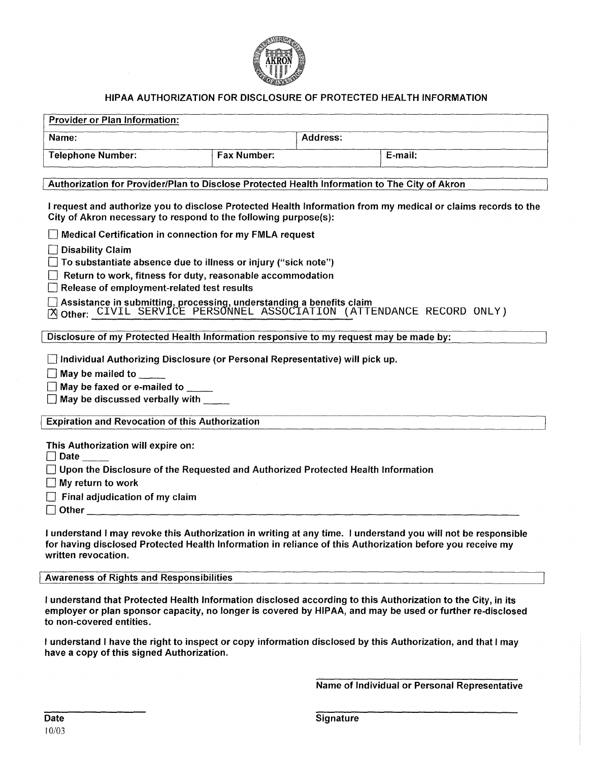## HIPAA AUTHORIZATION FOR DISCLOSURE OF PROTECTED HEALTH INFORMATION

| Provider or Plan Information: | | |
|---|---|---|
| Name: | Address: | |
| Telephone Number: | Fax Number: | E-mail: |

**Authorization for Provider/Plan to Disclose Protected Health Information to The City of Akron**

**I request and authorize you to disclose Protected Health Information from my medical or claims records to the City of Akron necessary to respond to the following purpose(s):**

- ☐ Medical Certification in connection for my FMLA request
- ☐ Disability Claim
- ☐ To substantiate absence due to illness or injury ("sick note")
- ☐ Return to work, fitness for duty, reasonable accommodation
- ☐ Release of employment-related test results
- ☐ Assistance in submitting, processing, understanding a benefits claim
- ☒ Other: CIVIL SERVICE PERSONNEL ASSOCIATION (ATTENDANCE RECORD ONLY)

**Disclosure of my Protected Health Information responsive to my request may be made by:**

- ☐ Individual Authorizing Disclosure (or Personal Representative) will pick up.
- ☐ May be mailed to _____
- ☐ May be faxed or e-mailed to _____
- ☐ May be discussed verbally with _____

**Expiration and Revocation of this Authorization**

**This Authorization will expire on:**

- ☐ Date _____
- ☐ Upon the Disclosure of the Requested and Authorized Protected Health Information
- ☐ My return to work
- ☐ Final adjudication of my claim
- ☐ Other ____________________

**I understand I may revoke this Authorization in writing at any time. I understand you will not be responsible for having disclosed Protected Health Information in reliance of this Authorization before you receive my written revocation.**

**Awareness of Rights and Responsibilities**

**I understand that Protected Health Information disclosed according to this Authorization to the City, in its employer or plan sponsor capacity, no longer is covered by HIPAA, and may be used or further re-disclosed to non-covered entities.**

**I understand I have the right to inspect or copy information disclosed by this Authorization, and that I may have a copy of this signed Authorization.**

____________________
**Name of Individual or Personal Representative**

____________________ ____________________
**Date** **Signature**

10/03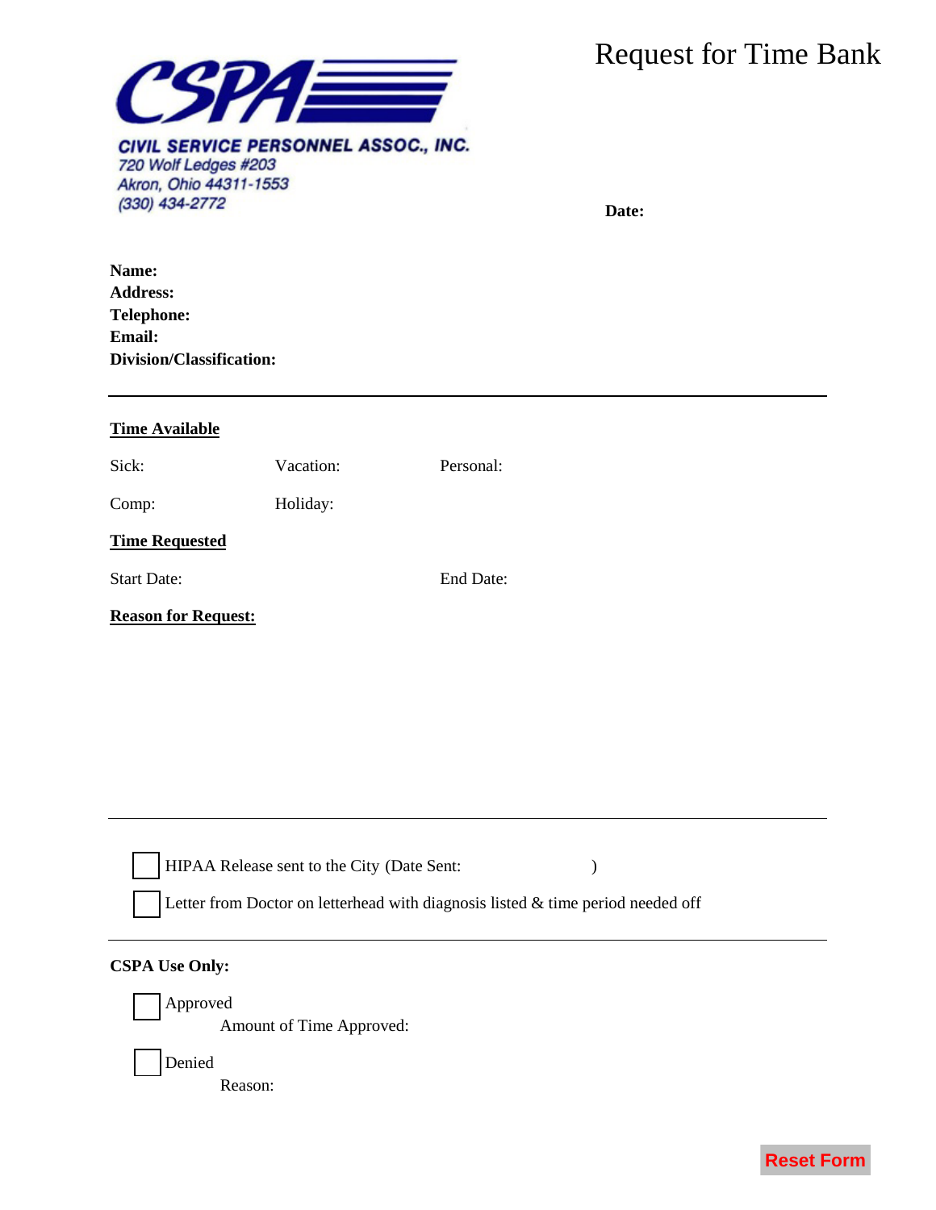**CSPA**

**CIVIL SERVICE PERSONNEL ASSOC., INC.**
*720 Wolf Ledges #203*
*Akron, Ohio 44311-1553*
*(330) 434-2772*

# Request for Time Bank

**Date:**

**Name:**
**Address:**
**Telephone:**
**Email:**
**Division/Classification:**

---

**Time Available**

Sick: Vacation: Personal:

Comp: Holiday:

**Time Requested**

Start Date: End Date:

**Reason for Request:**

---

☐ HIPAA Release sent to the City (Date Sent: )

☐ Letter from Doctor on letterhead with diagnosis listed & time period needed off

---

**CSPA Use Only:**

☐ Approved
Amount of Time Approved:

☐ Denied
Reason:

Reset Form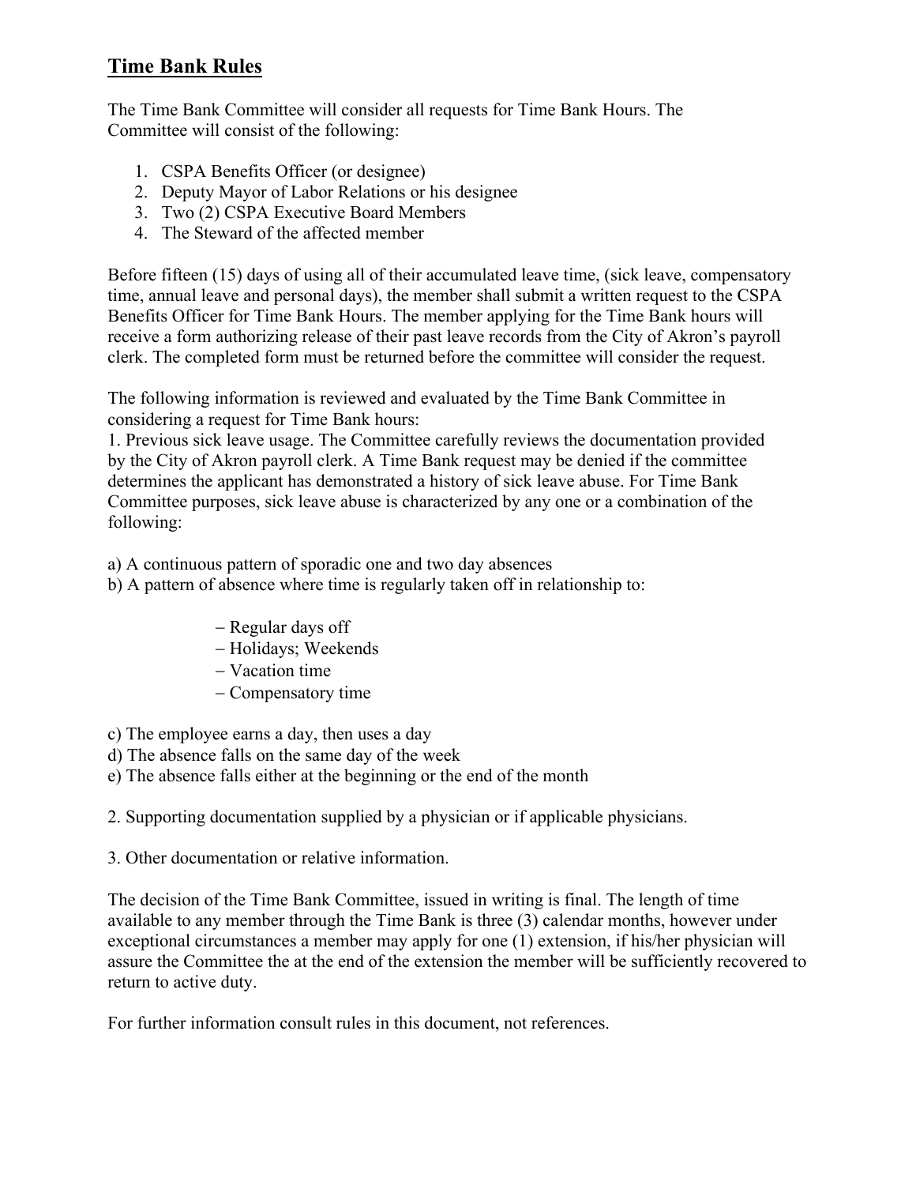## Time Bank Rules

The Time Bank Committee will consider all requests for Time Bank Hours. The Committee will consist of the following:

1. CSPA Benefits Officer (or designee)
2. Deputy Mayor of Labor Relations or his designee
3. Two (2) CSPA Executive Board Members
4. The Steward of the affected member

Before fifteen (15) days of using all of their accumulated leave time, (sick leave, compensatory time, annual leave and personal days), the member shall submit a written request to the CSPA Benefits Officer for Time Bank Hours. The member applying for the Time Bank hours will receive a form authorizing release of their past leave records from the City of Akron's payroll clerk. The completed form must be returned before the committee will consider the request.

The following information is reviewed and evaluated by the Time Bank Committee in considering a request for Time Bank hours:

1. Previous sick leave usage. The Committee carefully reviews the documentation provided by the City of Akron payroll clerk. A Time Bank request may be denied if the committee determines the applicant has demonstrated a history of sick leave abuse. For Time Bank Committee purposes, sick leave abuse is characterized by any one or a combination of the following:

a) A continuous pattern of sporadic one and two day absences
b) A pattern of absence where time is regularly taken off in relationship to:

- Regular days off
- Holidays; Weekends
- Vacation time
- Compensatory time

c) The employee earns a day, then uses a day
d) The absence falls on the same day of the week
e) The absence falls either at the beginning or the end of the month

2. Supporting documentation supplied by a physician or if applicable physicians.

3. Other documentation or relative information.

The decision of the Time Bank Committee, issued in writing is final. The length of time available to any member through the Time Bank is three (3) calendar months, however under exceptional circumstances a member may apply for one (1) extension, if his/her physician will assure the Committee the at the end of the extension the member will be sufficiently recovered to return to active duty.

For further information consult rules in this document, not references.